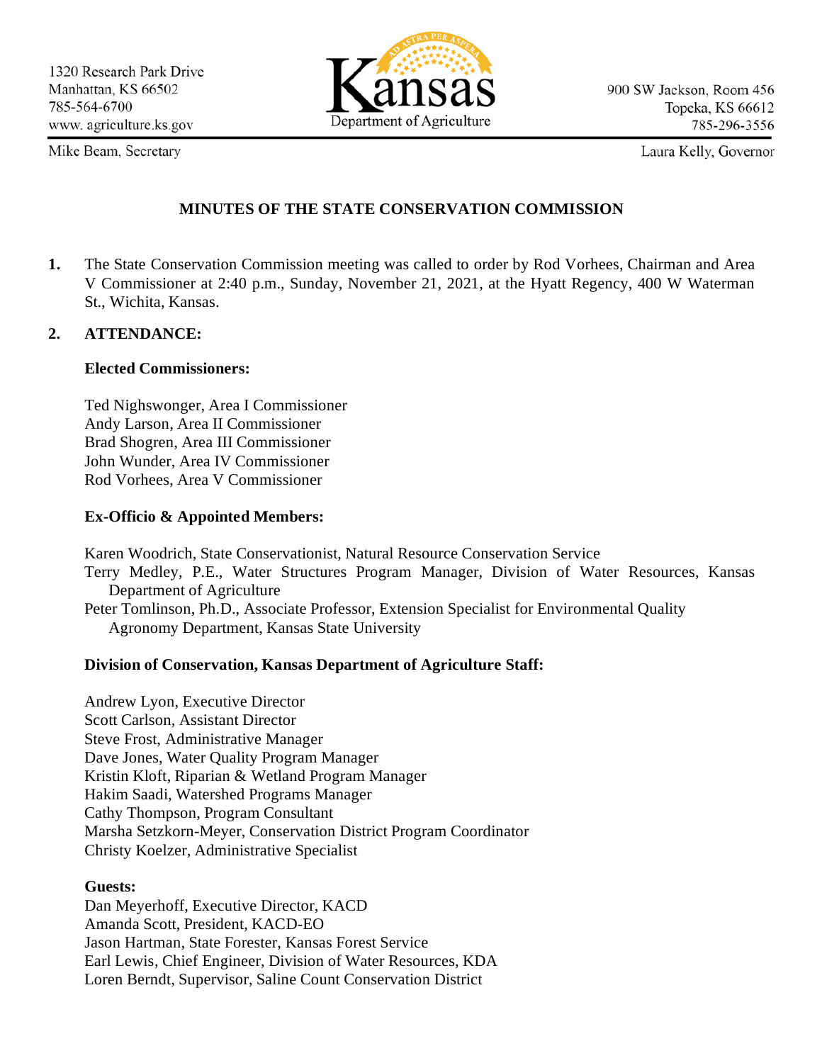1320 Research Park Drive
Manhattan, KS 66502
785-564-6700
www. agriculture.ks.gov

Mike Beam, Secretary

Kansas Department of Agriculture

900 SW Jackson, Room 456
Topeka, KS 66612
785-296-3556

Laura Kelly, Governor

## MINUTES OF THE STATE CONSERVATION COMMISSION

**1.** The State Conservation Commission meeting was called to order by Rod Vorhees, Chairman and Area V Commissioner at 2:40 p.m., Sunday, November 21, 2021, at the Hyatt Regency, 400 W Waterman St., Wichita, Kansas.

**2. ATTENDANCE:**

**Elected Commissioners:**

Ted Nighswonger, Area I Commissioner
Andy Larson, Area II Commissioner
Brad Shogren, Area III Commissioner
John Wunder, Area IV Commissioner
Rod Vorhees, Area V Commissioner

**Ex-Officio & Appointed Members:**

Karen Woodrich, State Conservationist, Natural Resource Conservation Service
Terry Medley, P.E., Water Structures Program Manager, Division of Water Resources, Kansas Department of Agriculture
Peter Tomlinson, Ph.D., Associate Professor, Extension Specialist for Environmental Quality Agronomy Department, Kansas State University

**Division of Conservation, Kansas Department of Agriculture Staff:**

Andrew Lyon, Executive Director
Scott Carlson, Assistant Director
Steve Frost, Administrative Manager
Dave Jones, Water Quality Program Manager
Kristin Kloft, Riparian & Wetland Program Manager
Hakim Saadi, Watershed Programs Manager
Cathy Thompson, Program Consultant
Marsha Setzkorn-Meyer, Conservation District Program Coordinator
Christy Koelzer, Administrative Specialist

**Guests:**
Dan Meyerhoff, Executive Director, KACD
Amanda Scott, President, KACD-EO
Jason Hartman, State Forester, Kansas Forest Service
Earl Lewis, Chief Engineer, Division of Water Resources, KDA
Loren Berndt, Supervisor, Saline Count Conservation District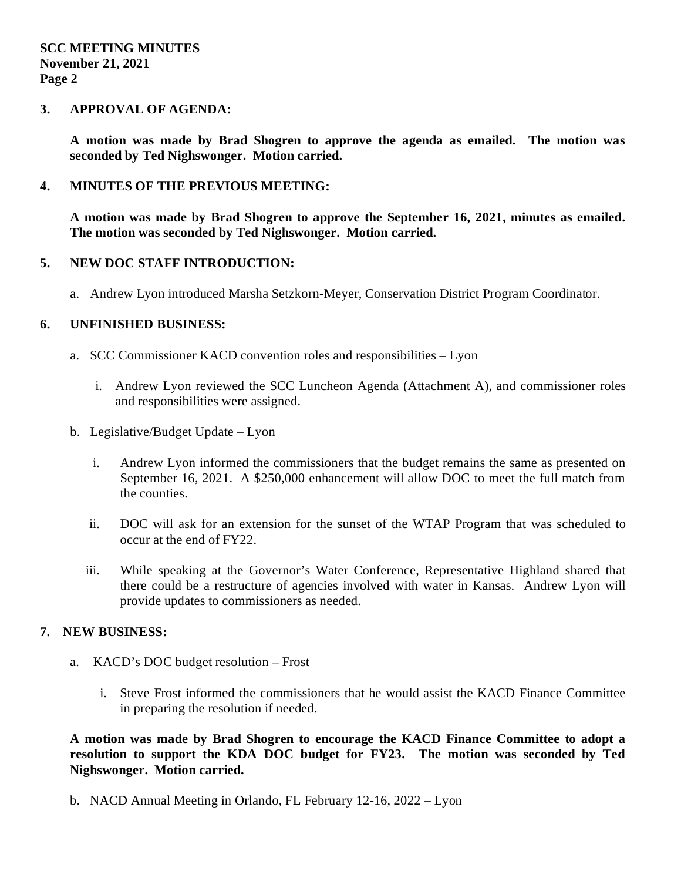## 3. APPROVAL OF AGENDA:

**A motion was made by Brad Shogren to approve the agenda as emailed. The motion was seconded by Ted Nighswonger. Motion carried.**

## 4. MINUTES OF THE PREVIOUS MEETING:

**A motion was made by Brad Shogren to approve the September 16, 2021, minutes as emailed. The motion was seconded by Ted Nighswonger. Motion carried.**

## 5. NEW DOC STAFF INTRODUCTION:

a. Andrew Lyon introduced Marsha Setzkorn-Meyer, Conservation District Program Coordinator.

## 6. UNFINISHED BUSINESS:

a. SCC Commissioner KACD convention roles and responsibilities – Lyon

   i. Andrew Lyon reviewed the SCC Luncheon Agenda (Attachment A), and commissioner roles and responsibilities were assigned.

b. Legislative/Budget Update – Lyon

   i. Andrew Lyon informed the commissioners that the budget remains the same as presented on September 16, 2021. A $250,000 enhancement will allow DOC to meet the full match from the counties.

   ii. DOC will ask for an extension for the sunset of the WTAP Program that was scheduled to occur at the end of FY22.

   iii. While speaking at the Governor's Water Conference, Representative Highland shared that there could be a restructure of agencies involved with water in Kansas. Andrew Lyon will provide updates to commissioners as needed.

## 7. NEW BUSINESS:

a. KACD's DOC budget resolution – Frost

   i. Steve Frost informed the commissioners that he would assist the KACD Finance Committee in preparing the resolution if needed.

**A motion was made by Brad Shogren to encourage the KACD Finance Committee to adopt a resolution to support the KDA DOC budget for FY23. The motion was seconded by Ted Nighswonger. Motion carried.**

b. NACD Annual Meeting in Orlando, FL February 12-16, 2022 – Lyon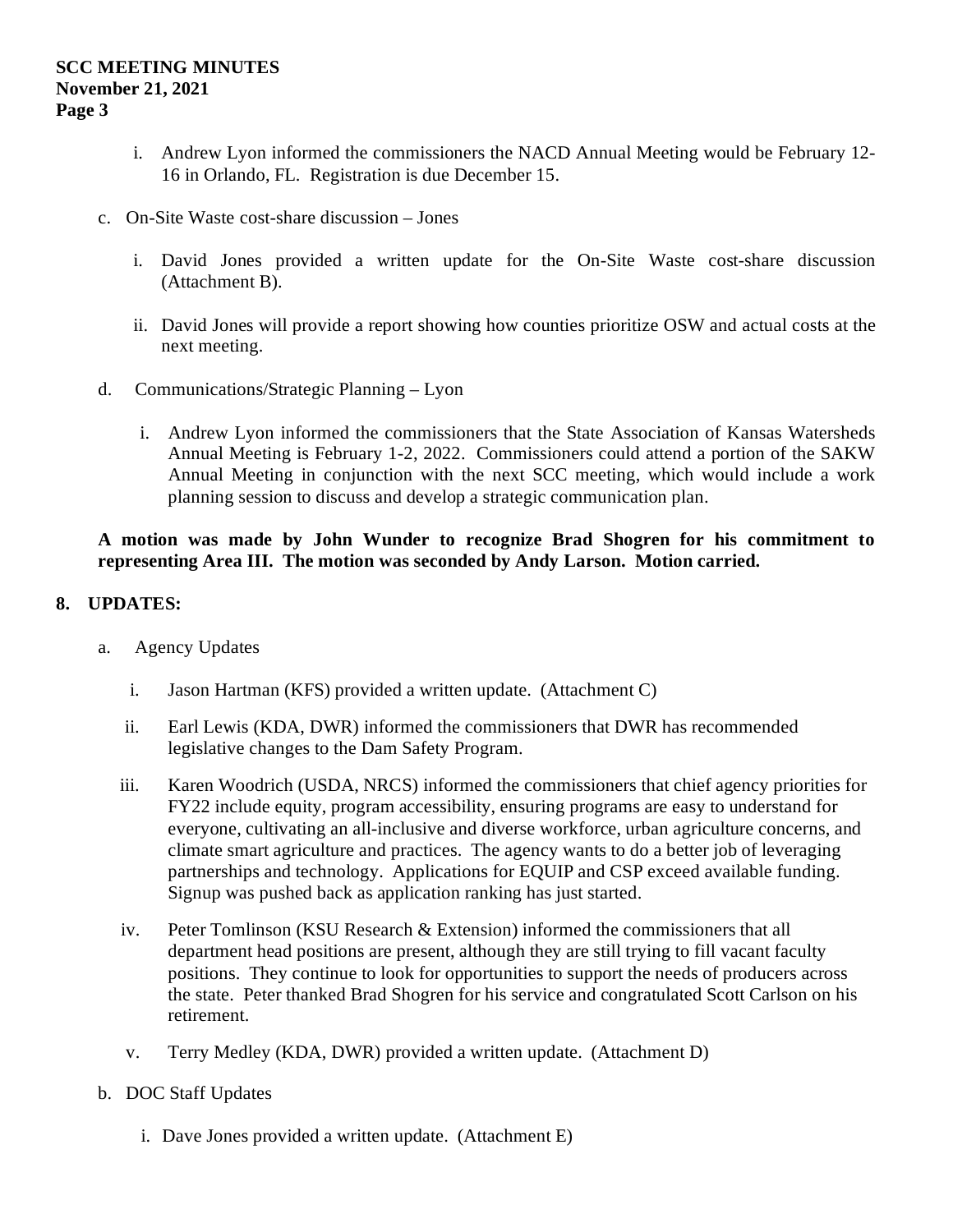i. Andrew Lyon informed the commissioners the NACD Annual Meeting would be February 12-16 in Orlando, FL. Registration is due December 15.

c. On-Site Waste cost-share discussion – Jones

   i. David Jones provided a written update for the On-Site Waste cost-share discussion (Attachment B).

   ii. David Jones will provide a report showing how counties prioritize OSW and actual costs at the next meeting.

d. Communications/Strategic Planning – Lyon

   i. Andrew Lyon informed the commissioners that the State Association of Kansas Watersheds Annual Meeting is February 1-2, 2022. Commissioners could attend a portion of the SAKW Annual Meeting in conjunction with the next SCC meeting, which would include a work planning session to discuss and develop a strategic communication plan.

**A motion was made by John Wunder to recognize Brad Shogren for his commitment to representing Area III. The motion was seconded by Andy Larson. Motion carried.**

## 8. UPDATES:

a. Agency Updates

   i. Jason Hartman (KFS) provided a written update. (Attachment C)

   ii. Earl Lewis (KDA, DWR) informed the commissioners that DWR has recommended legislative changes to the Dam Safety Program.

   iii. Karen Woodrich (USDA, NRCS) informed the commissioners that chief agency priorities for FY22 include equity, program accessibility, ensuring programs are easy to understand for everyone, cultivating an all-inclusive and diverse workforce, urban agriculture concerns, and climate smart agriculture and practices. The agency wants to do a better job of leveraging partnerships and technology. Applications for EQUIP and CSP exceed available funding. Signup was pushed back as application ranking has just started.

   iv. Peter Tomlinson (KSU Research & Extension) informed the commissioners that all department head positions are present, although they are still trying to fill vacant faculty positions. They continue to look for opportunities to support the needs of producers across the state. Peter thanked Brad Shogren for his service and congratulated Scott Carlson on his retirement.

   v. Terry Medley (KDA, DWR) provided a written update. (Attachment D)

b. DOC Staff Updates

   i. Dave Jones provided a written update. (Attachment E)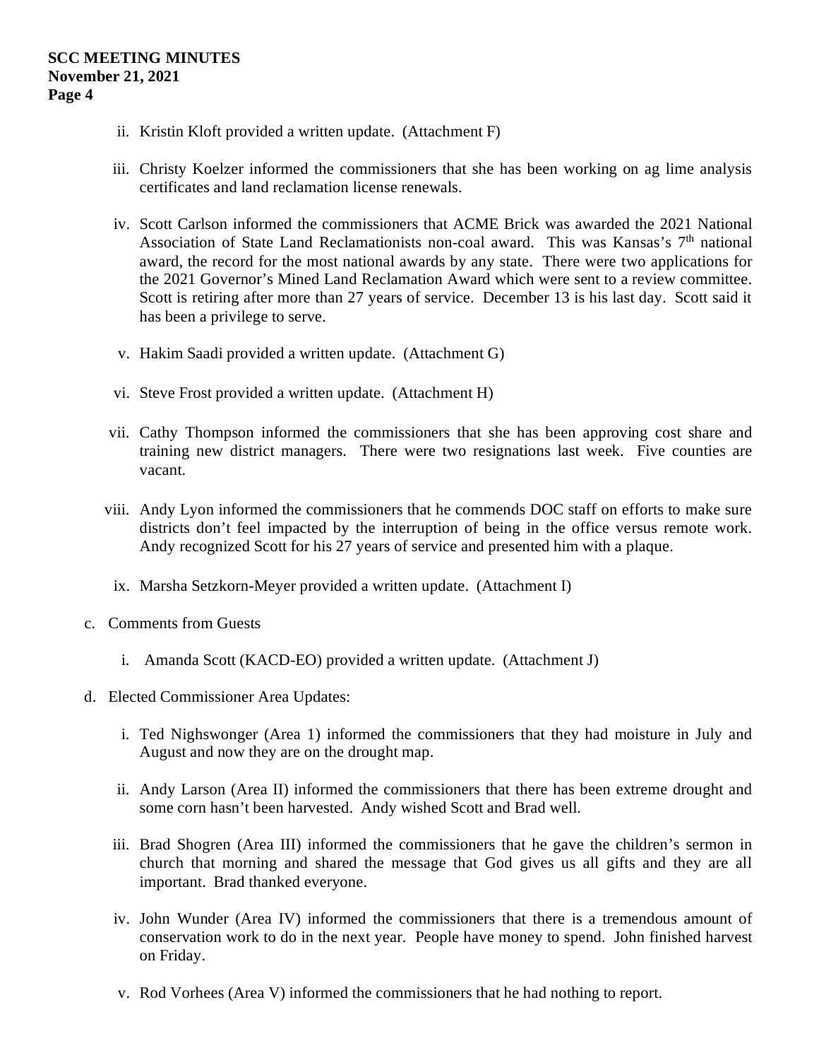ii. Kristin Kloft provided a written update. (Attachment F)

iii. Christy Koelzer informed the commissioners that she has been working on ag lime analysis certificates and land reclamation license renewals.

iv. Scott Carlson informed the commissioners that ACME Brick was awarded the 2021 National Association of State Land Reclamationists non-coal award. This was Kansas's 7th national award, the record for the most national awards by any state. There were two applications for the 2021 Governor's Mined Land Reclamation Award which were sent to a review committee. Scott is retiring after more than 27 years of service. December 13 is his last day. Scott said it has been a privilege to serve.

v. Hakim Saadi provided a written update. (Attachment G)

vi. Steve Frost provided a written update. (Attachment H)

vii. Cathy Thompson informed the commissioners that she has been approving cost share and training new district managers. There were two resignations last week. Five counties are vacant.

viii. Andy Lyon informed the commissioners that he commends DOC staff on efforts to make sure districts don't feel impacted by the interruption of being in the office versus remote work. Andy recognized Scott for his 27 years of service and presented him with a plaque.

ix. Marsha Setzkorn-Meyer provided a written update. (Attachment I)

c. Comments from Guests

   i. Amanda Scott (KACD-EO) provided a written update. (Attachment J)

d. Elected Commissioner Area Updates:

   i. Ted Nighswonger (Area 1) informed the commissioners that they had moisture in July and August and now they are on the drought map.

   ii. Andy Larson (Area II) informed the commissioners that there has been extreme drought and some corn hasn't been harvested. Andy wished Scott and Brad well.

   iii. Brad Shogren (Area III) informed the commissioners that he gave the children's sermon in church that morning and shared the message that God gives us all gifts and they are all important. Brad thanked everyone.

   iv. John Wunder (Area IV) informed the commissioners that there is a tremendous amount of conservation work to do in the next year. People have money to spend. John finished harvest on Friday.

   v. Rod Vorhees (Area V) informed the commissioners that he had nothing to report.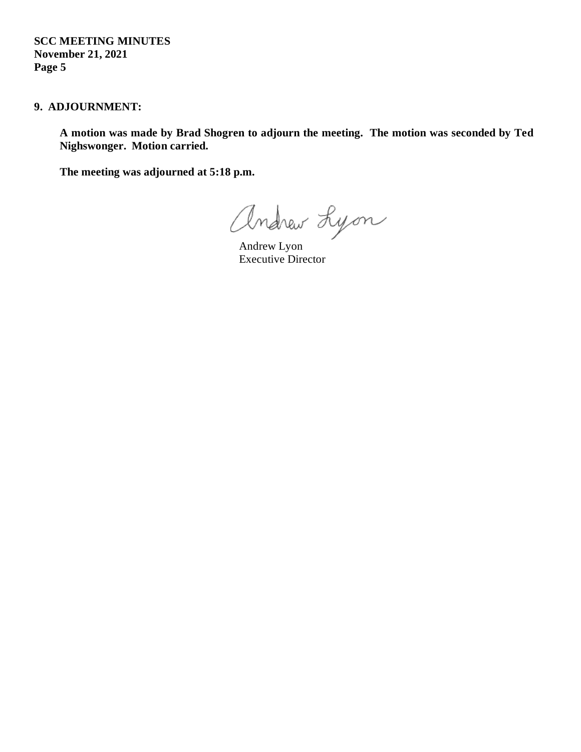## 9. ADJOURNMENT:

**A motion was made by Brad Shogren to adjourn the meeting. The motion was seconded by Ted Nighswonger. Motion carried.**

**The meeting was adjourned at 5:18 p.m.**

Andrew Lyon
Executive Director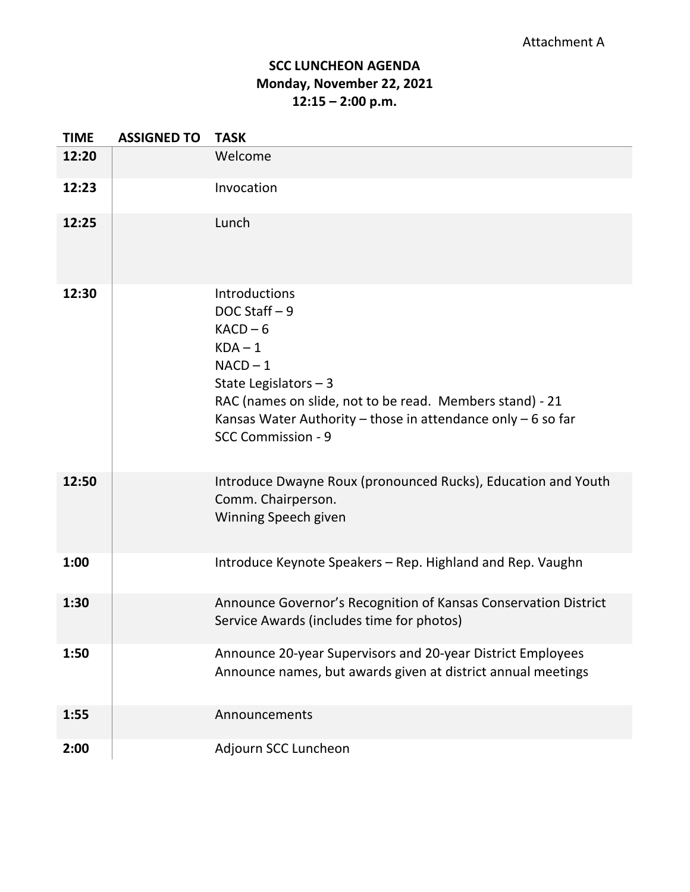Attachment A

# SCC LUNCHEON AGENDA
## Monday, November 22, 2021
## 12:15 – 2:00 p.m.

| TIME | ASSIGNED TO | TASK |
|---|---|---|
| **12:20** | | Welcome |
| **12:23** | | Invocation |
| **12:25** | | Lunch |
| **12:30** | | Introductions<br>DOC Staff – 9<br>KACD – 6<br>KDA – 1<br>NACD – 1<br>State Legislators – 3<br>RAC (names on slide, not to be read. Members stand) - 21<br>Kansas Water Authority – those in attendance only – 6 so far<br>SCC Commission - 9 |
| **12:50** | | Introduce Dwayne Roux (pronounced Rucks), Education and Youth Comm. Chairperson.<br>Winning Speech given |
| **1:00** | | Introduce Keynote Speakers – Rep. Highland and Rep. Vaughn |
| **1:30** | | Announce Governor's Recognition of Kansas Conservation District Service Awards (includes time for photos) |
| **1:50** | | Announce 20-year Supervisors and 20-year District Employees<br>Announce names, but awards given at district annual meetings |
| **1:55** | | Announcements |
| **2:00** | | Adjourn SCC Luncheon |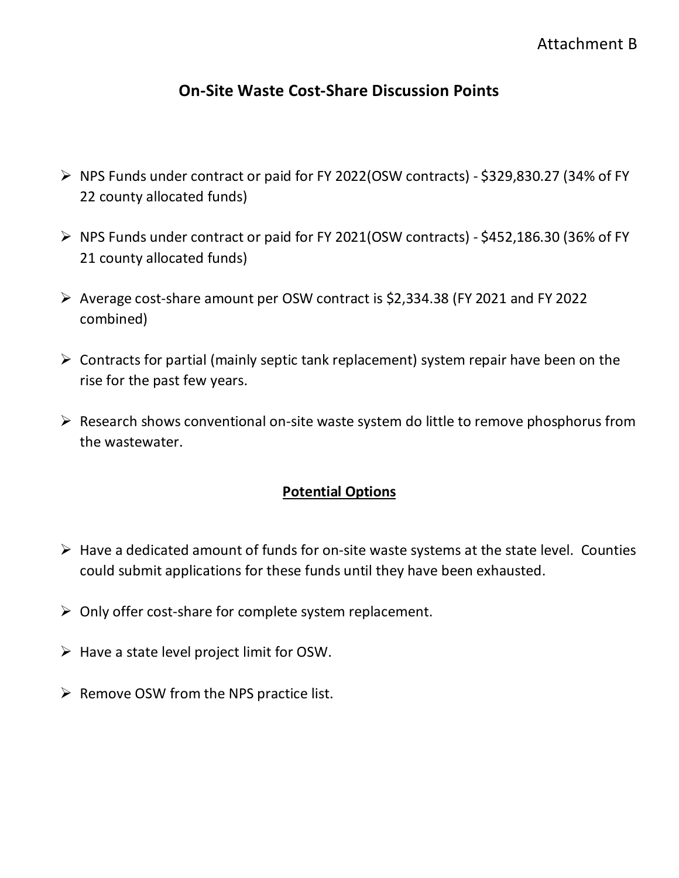Attachment B

# On-Site Waste Cost-Share Discussion Points

- NPS Funds under contract or paid for FY 2022(OSW contracts) - $329,830.27 (34% of FY 22 county allocated funds)
- NPS Funds under contract or paid for FY 2021(OSW contracts) - $452,186.30 (36% of FY 21 county allocated funds)
- Average cost-share amount per OSW contract is $2,334.38 (FY 2021 and FY 2022 combined)
- Contracts for partial (mainly septic tank replacement) system repair have been on the rise for the past few years.
- Research shows conventional on-site waste system do little to remove phosphorus from the wastewater.

## Potential Options

- Have a dedicated amount of funds for on-site waste systems at the state level. Counties could submit applications for these funds until they have been exhausted.
- Only offer cost-share for complete system replacement.
- Have a state level project limit for OSW.
- Remove OSW from the NPS practice list.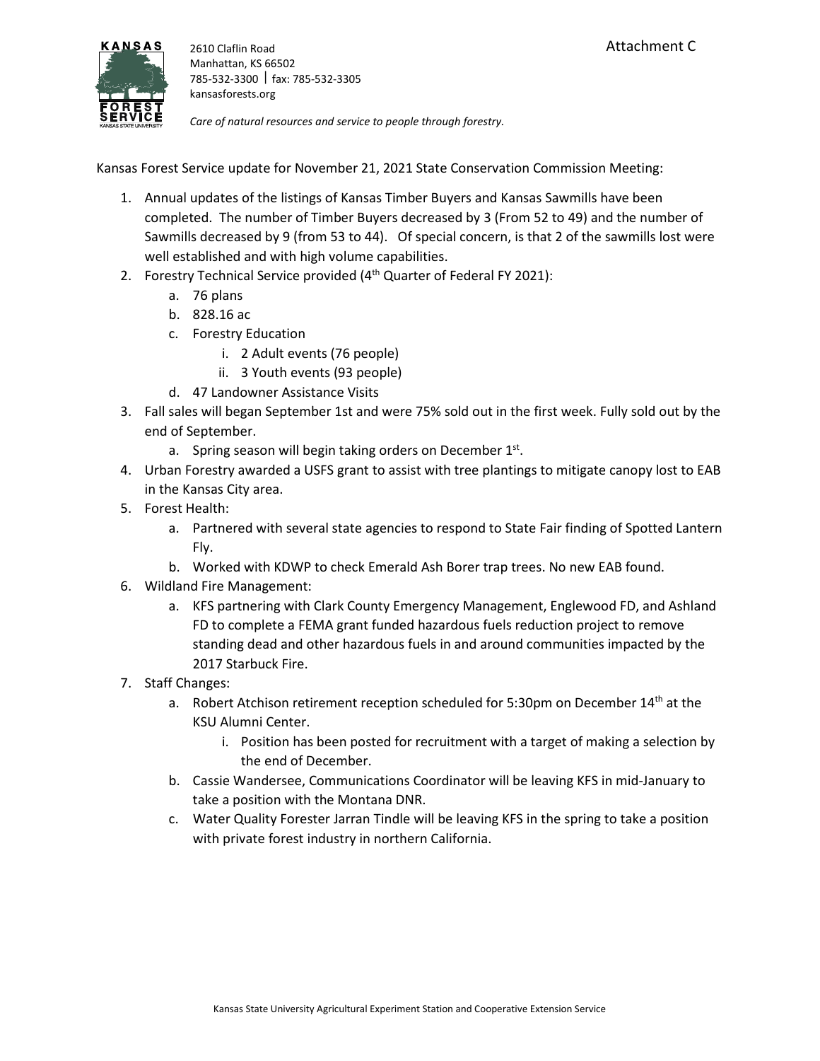Attachment C

**KANSAS FOREST SERVICE**
KANSAS STATE UNIVERSITY

2610 Claflin Road
Manhattan, KS 66502
785-532-3300 | fax: 785-532-3305
kansasforests.org

*Care of natural resources and service to people through forestry.*

Kansas Forest Service update for November 21, 2021 State Conservation Commission Meeting:

1. Annual updates of the listings of Kansas Timber Buyers and Kansas Sawmills have been completed. The number of Timber Buyers decreased by 3 (From 52 to 49) and the number of Sawmills decreased by 9 (from 53 to 44). Of special concern, is that 2 of the sawmills lost were well established and with high volume capabilities.
2. Forestry Technical Service provided (4th Quarter of Federal FY 2021):
   a. 76 plans
   b. 828.16 ac
   c. Forestry Education
      i. 2 Adult events (76 people)
      ii. 3 Youth events (93 people)
   d. 47 Landowner Assistance Visits
3. Fall sales will began September 1st and were 75% sold out in the first week. Fully sold out by the end of September.
   a. Spring season will begin taking orders on December 1st.
4. Urban Forestry awarded a USFS grant to assist with tree plantings to mitigate canopy lost to EAB in the Kansas City area.
5. Forest Health:
   a. Partnered with several state agencies to respond to State Fair finding of Spotted Lantern Fly.
   b. Worked with KDWP to check Emerald Ash Borer trap trees. No new EAB found.
6. Wildland Fire Management:
   a. KFS partnering with Clark County Emergency Management, Englewood FD, and Ashland FD to complete a FEMA grant funded hazardous fuels reduction project to remove standing dead and other hazardous fuels in and around communities impacted by the 2017 Starbuck Fire.
7. Staff Changes:
   a. Robert Atchison retirement reception scheduled for 5:30pm on December 14th at the KSU Alumni Center.
      i. Position has been posted for recruitment with a target of making a selection by the end of December.
   b. Cassie Wandersee, Communications Coordinator will be leaving KFS in mid-January to take a position with the Montana DNR.
   c. Water Quality Forester Jarran Tindle will be leaving KFS in the spring to take a position with private forest industry in northern California.

Kansas State University Agricultural Experiment Station and Cooperative Extension Service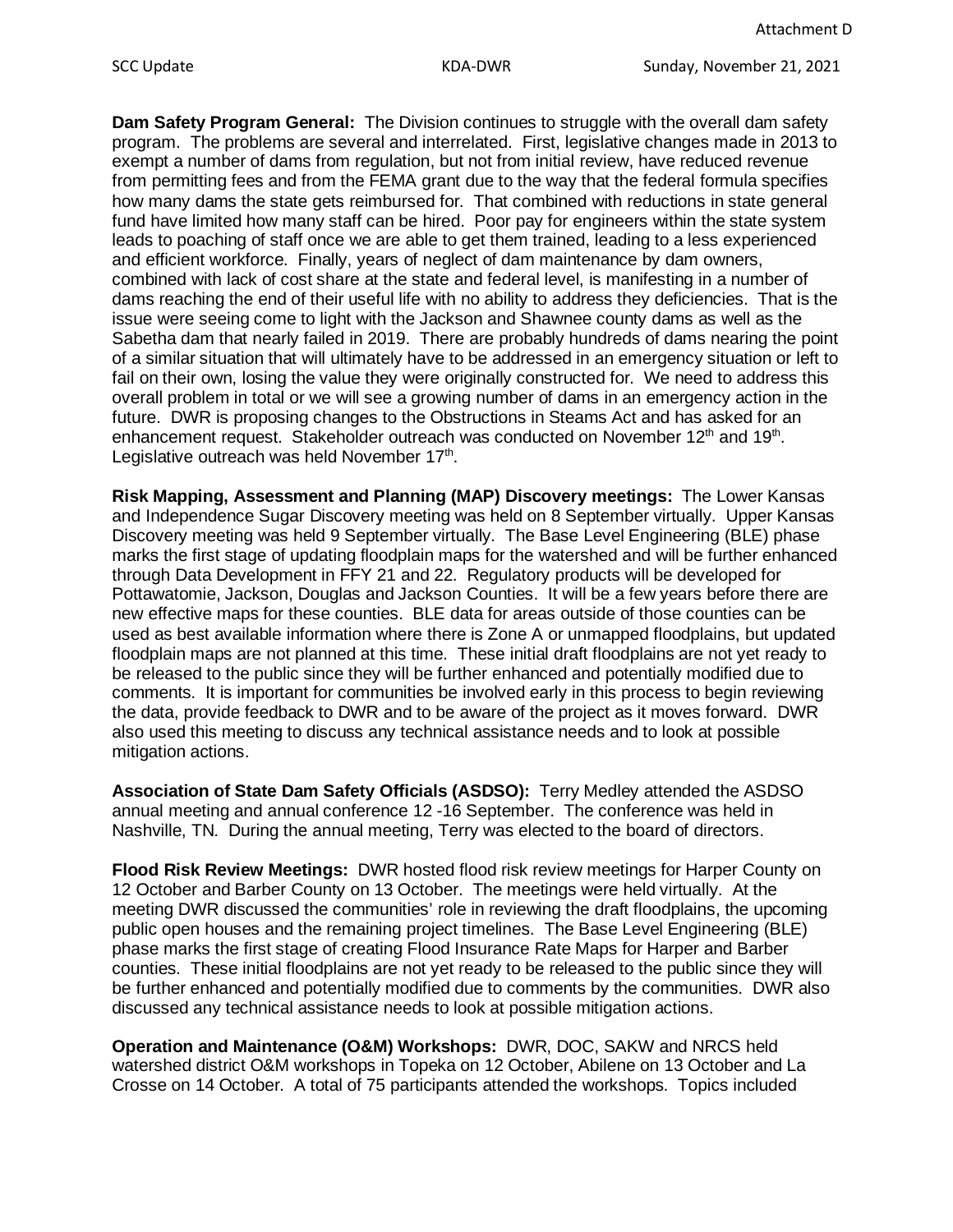**Dam Safety Program General:** The Division continues to struggle with the overall dam safety program. The problems are several and interrelated. First, legislative changes made in 2013 to exempt a number of dams from regulation, but not from initial review, have reduced revenue from permitting fees and from the FEMA grant due to the way that the federal formula specifies how many dams the state gets reimbursed for. That combined with reductions in state general fund have limited how many staff can be hired. Poor pay for engineers within the state system leads to poaching of staff once we are able to get them trained, leading to a less experienced and efficient workforce. Finally, years of neglect of dam maintenance by dam owners, combined with lack of cost share at the state and federal level, is manifesting in a number of dams reaching the end of their useful life with no ability to address they deficiencies. That is the issue were seeing come to light with the Jackson and Shawnee county dams as well as the Sabetha dam that nearly failed in 2019. There are probably hundreds of dams nearing the point of a similar situation that will ultimately have to be addressed in an emergency situation or left to fail on their own, losing the value they were originally constructed for. We need to address this overall problem in total or we will see a growing number of dams in an emergency action in the future. DWR is proposing changes to the Obstructions in Steams Act and has asked for an enhancement request. Stakeholder outreach was conducted on November 12th and 19th. Legislative outreach was held November 17th.

**Risk Mapping, Assessment and Planning (MAP) Discovery meetings:** The Lower Kansas and Independence Sugar Discovery meeting was held on 8 September virtually. Upper Kansas Discovery meeting was held 9 September virtually. The Base Level Engineering (BLE) phase marks the first stage of updating floodplain maps for the watershed and will be further enhanced through Data Development in FFY 21 and 22. Regulatory products will be developed for Pottawatomie, Jackson, Douglas and Jackson Counties. It will be a few years before there are new effective maps for these counties. BLE data for areas outside of those counties can be used as best available information where there is Zone A or unmapped floodplains, but updated floodplain maps are not planned at this time. These initial draft floodplains are not yet ready to be released to the public since they will be further enhanced and potentially modified due to comments. It is important for communities be involved early in this process to begin reviewing the data, provide feedback to DWR and to be aware of the project as it moves forward. DWR also used this meeting to discuss any technical assistance needs and to look at possible mitigation actions.

**Association of State Dam Safety Officials (ASDSO):** Terry Medley attended the ASDSO annual meeting and annual conference 12 -16 September. The conference was held in Nashville, TN. During the annual meeting, Terry was elected to the board of directors.

**Flood Risk Review Meetings:** DWR hosted flood risk review meetings for Harper County on 12 October and Barber County on 13 October. The meetings were held virtually. At the meeting DWR discussed the communities' role in reviewing the draft floodplains, the upcoming public open houses and the remaining project timelines. The Base Level Engineering (BLE) phase marks the first stage of creating Flood Insurance Rate Maps for Harper and Barber counties. These initial floodplains are not yet ready to be released to the public since they will be further enhanced and potentially modified due to comments by the communities. DWR also discussed any technical assistance needs to look at possible mitigation actions.

**Operation and Maintenance (O&M) Workshops:** DWR, DOC, SAKW and NRCS held watershed district O&M workshops in Topeka on 12 October, Abilene on 13 October and La Crosse on 14 October. A total of 75 participants attended the workshops. Topics included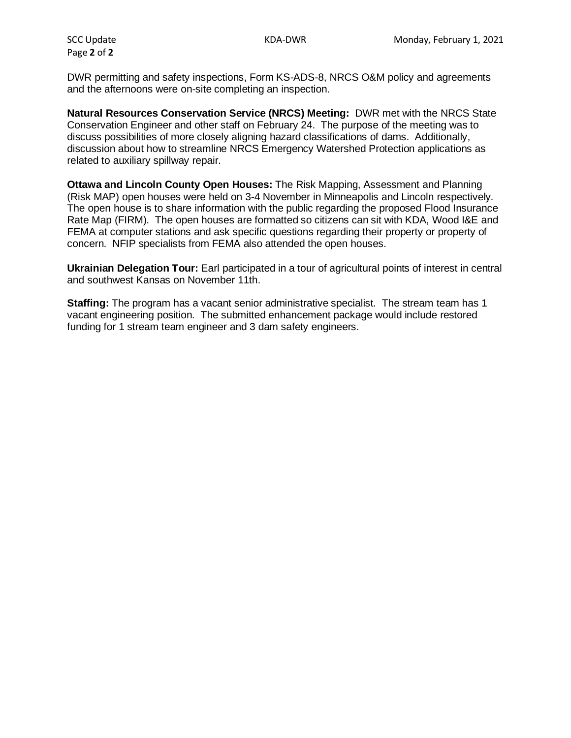DWR permitting and safety inspections, Form KS-ADS-8, NRCS O&M policy and agreements and the afternoons were on-site completing an inspection.

**Natural Resources Conservation Service (NRCS) Meeting:** DWR met with the NRCS State Conservation Engineer and other staff on February 24. The purpose of the meeting was to discuss possibilities of more closely aligning hazard classifications of dams. Additionally, discussion about how to streamline NRCS Emergency Watershed Protection applications as related to auxiliary spillway repair.

**Ottawa and Lincoln County Open Houses:** The Risk Mapping, Assessment and Planning (Risk MAP) open houses were held on 3-4 November in Minneapolis and Lincoln respectively. The open house is to share information with the public regarding the proposed Flood Insurance Rate Map (FIRM). The open houses are formatted so citizens can sit with KDA, Wood I&E and FEMA at computer stations and ask specific questions regarding their property or property of concern. NFIP specialists from FEMA also attended the open houses.

**Ukrainian Delegation Tour:** Earl participated in a tour of agricultural points of interest in central and southwest Kansas on November 11th.

**Staffing:** The program has a vacant senior administrative specialist. The stream team has 1 vacant engineering position. The submitted enhancement package would include restored funding for 1 stream team engineer and 3 dam safety engineers.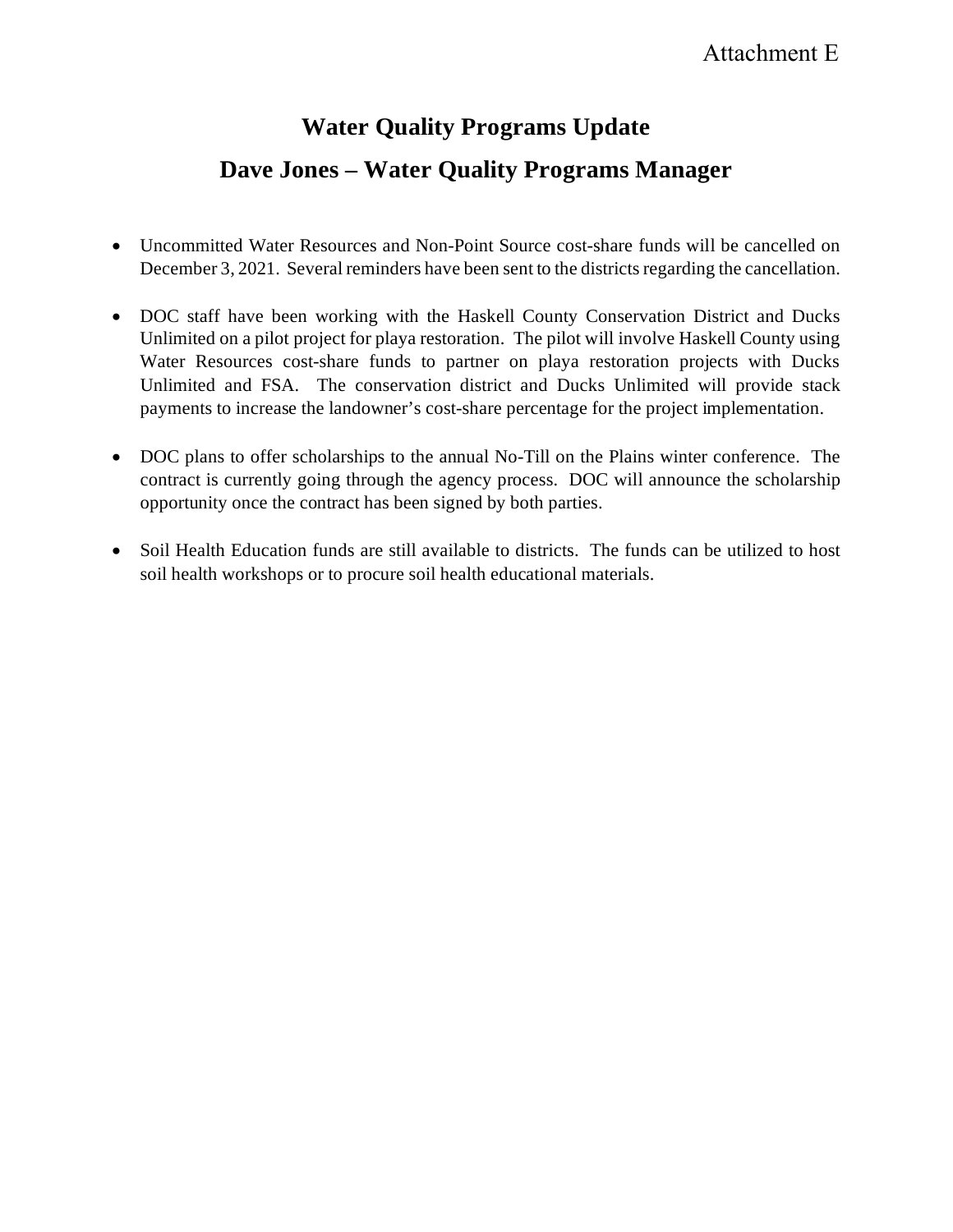Attachment E

# Water Quality Programs Update

## Dave Jones – Water Quality Programs Manager

- Uncommitted Water Resources and Non-Point Source cost-share funds will be cancelled on December 3, 2021. Several reminders have been sent to the districts regarding the cancellation.

- DOC staff have been working with the Haskell County Conservation District and Ducks Unlimited on a pilot project for playa restoration. The pilot will involve Haskell County using Water Resources cost-share funds to partner on playa restoration projects with Ducks Unlimited and FSA. The conservation district and Ducks Unlimited will provide stack payments to increase the landowner's cost-share percentage for the project implementation.

- DOC plans to offer scholarships to the annual No-Till on the Plains winter conference. The contract is currently going through the agency process. DOC will announce the scholarship opportunity once the contract has been signed by both parties.

- Soil Health Education funds are still available to districts. The funds can be utilized to host soil health workshops or to procure soil health educational materials.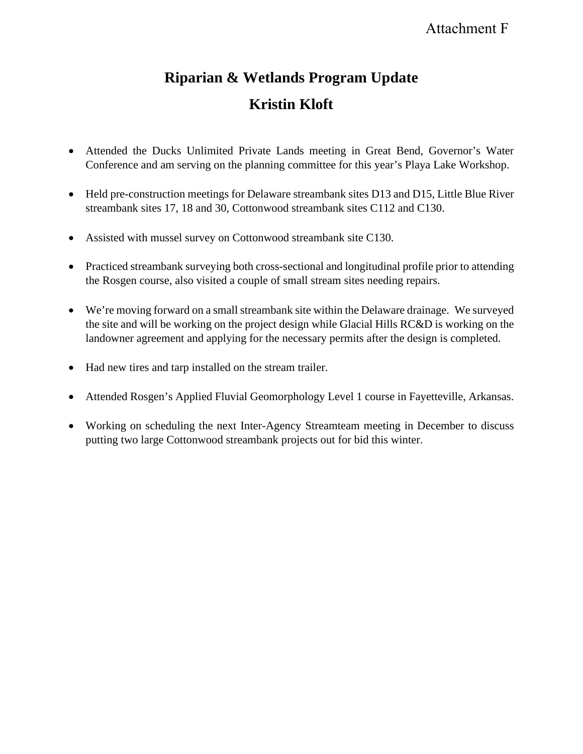Attachment F

# Riparian & Wetlands Program Update

## Kristin Kloft

- Attended the Ducks Unlimited Private Lands meeting in Great Bend, Governor's Water Conference and am serving on the planning committee for this year's Playa Lake Workshop.

- Held pre-construction meetings for Delaware streambank sites D13 and D15, Little Blue River streambank sites 17, 18 and 30, Cottonwood streambank sites C112 and C130.

- Assisted with mussel survey on Cottonwood streambank site C130.

- Practiced streambank surveying both cross-sectional and longitudinal profile prior to attending the Rosgen course, also visited a couple of small stream sites needing repairs.

- We're moving forward on a small streambank site within the Delaware drainage. We surveyed the site and will be working on the project design while Glacial Hills RC&D is working on the landowner agreement and applying for the necessary permits after the design is completed.

- Had new tires and tarp installed on the stream trailer.

- Attended Rosgen's Applied Fluvial Geomorphology Level 1 course in Fayetteville, Arkansas.

- Working on scheduling the next Inter-Agency Streamteam meeting in December to discuss putting two large Cottonwood streambank projects out for bid this winter.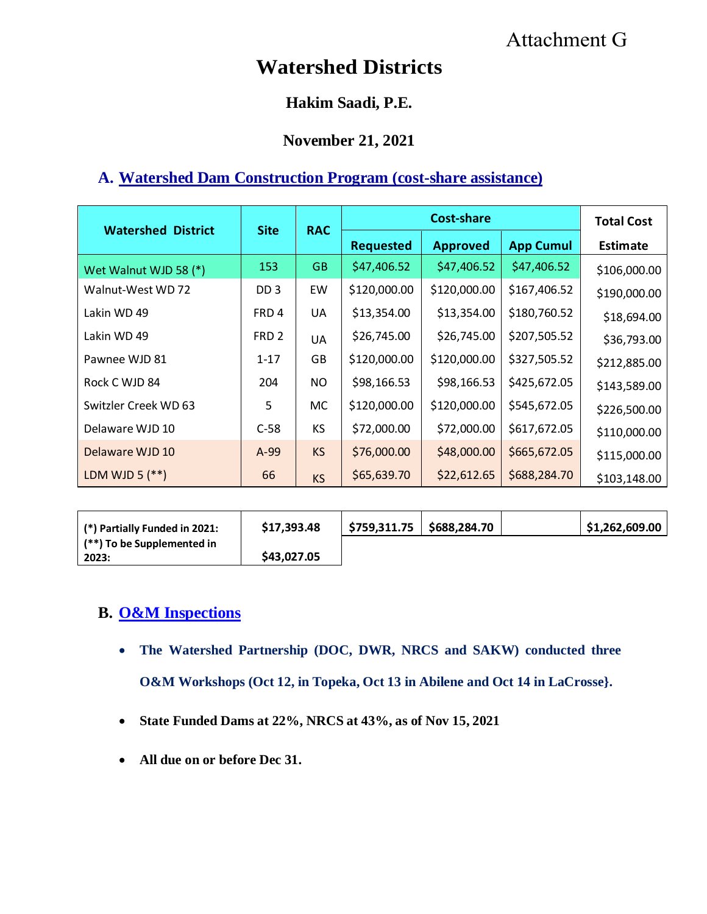Attachment G

# Watershed Districts

**Hakim Saadi, P.E.**

**November 21, 2021**

## A. Watershed Dam Construction Program (cost-share assistance)

| Watershed District | Site | RAC | Cost-share | | | Total Cost |
|---|---|---|---|---|---|---|
| | | | Requested | Approved | App Cumul | Estimate |
| Wet Walnut WJD 58 (*) | 153 | GB | $47,406.52 | $47,406.52 | $47,406.52 | $106,000.00 |
| Walnut-West WD 72 | DD 3 | EW | $120,000.00 | $120,000.00 | $167,406.52 | $190,000.00 |
| Lakin WD 49 | FRD 4 | UA | $13,354.00 | $13,354.00 | $180,760.52 | $18,694.00 |
| Lakin WD 49 | FRD 2 | UA | $26,745.00 | $26,745.00 | $207,505.52 | $36,793.00 |
| Pawnee WJD 81 | 1-17 | GB | $120,000.00 | $120,000.00 | $327,505.52 | $212,885.00 |
| Rock C WJD 84 | 204 | NO | $98,166.53 | $98,166.53 | $425,672.05 | $143,589.00 |
| Switzler Creek WD 63 | 5 | MC | $120,000.00 | $120,000.00 | $545,672.05 | $226,500.00 |
| Delaware WJD 10 | C-58 | KS | $72,000.00 | $72,000.00 | $617,672.05 | $110,000.00 |
| Delaware WJD 10 | A-99 | KS | $76,000.00 | $48,000.00 | $665,672.05 | $115,000.00 |
| LDM WJD 5 (**) | 66 | KS | $65,639.70 | $22,612.65 | $688,284.70 | $103,148.00 |

| | | | | | |
|---|---|---|---|---|---|
| **(*) Partially Funded in 2021:** | **$17,393.48** | **$759,311.75** | **$688,284.70** | | **$1,262,609.00** |
| **(**) To be Supplemented in 2023:** | **$43,027.05** | | | | |

## B. O&M Inspections

- **The Watershed Partnership (DOC, DWR, NRCS and SAKW) conducted three O&M Workshops (Oct 12, in Topeka, Oct 13 in Abilene and Oct 14 in LaCrosse}.**
- **State Funded Dams at 22%, NRCS at 43%, as of Nov 15, 2021**
- **All due on or before Dec 31.**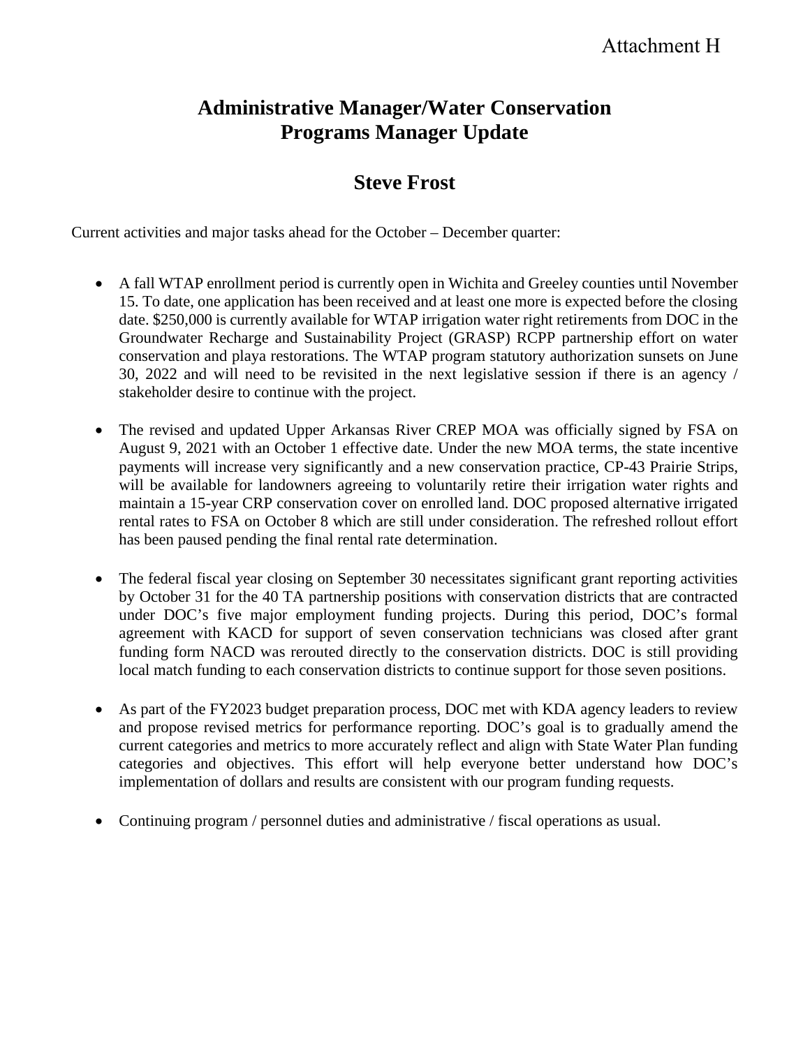Attachment H

# Administrative Manager/Water Conservation Programs Manager Update

## Steve Frost

Current activities and major tasks ahead for the October – December quarter:

- A fall WTAP enrollment period is currently open in Wichita and Greeley counties until November 15. To date, one application has been received and at least one more is expected before the closing date. $250,000 is currently available for WTAP irrigation water right retirements from DOC in the Groundwater Recharge and Sustainability Project (GRASP) RCPP partnership effort on water conservation and playa restorations. The WTAP program statutory authorization sunsets on June 30, 2022 and will need to be revisited in the next legislative session if there is an agency / stakeholder desire to continue with the project.

- The revised and updated Upper Arkansas River CREP MOA was officially signed by FSA on August 9, 2021 with an October 1 effective date. Under the new MOA terms, the state incentive payments will increase very significantly and a new conservation practice, CP-43 Prairie Strips, will be available for landowners agreeing to voluntarily retire their irrigation water rights and maintain a 15-year CRP conservation cover on enrolled land. DOC proposed alternative irrigated rental rates to FSA on October 8 which are still under consideration. The refreshed rollout effort has been paused pending the final rental rate determination.

- The federal fiscal year closing on September 30 necessitates significant grant reporting activities by October 31 for the 40 TA partnership positions with conservation districts that are contracted under DOC's five major employment funding projects. During this period, DOC's formal agreement with KACD for support of seven conservation technicians was closed after grant funding form NACD was rerouted directly to the conservation districts. DOC is still providing local match funding to each conservation districts to continue support for those seven positions.

- As part of the FY2023 budget preparation process, DOC met with KDA agency leaders to review and propose revised metrics for performance reporting. DOC's goal is to gradually amend the current categories and metrics to more accurately reflect and align with State Water Plan funding categories and objectives. This effort will help everyone better understand how DOC's implementation of dollars and results are consistent with our program funding requests.

- Continuing program / personnel duties and administrative / fiscal operations as usual.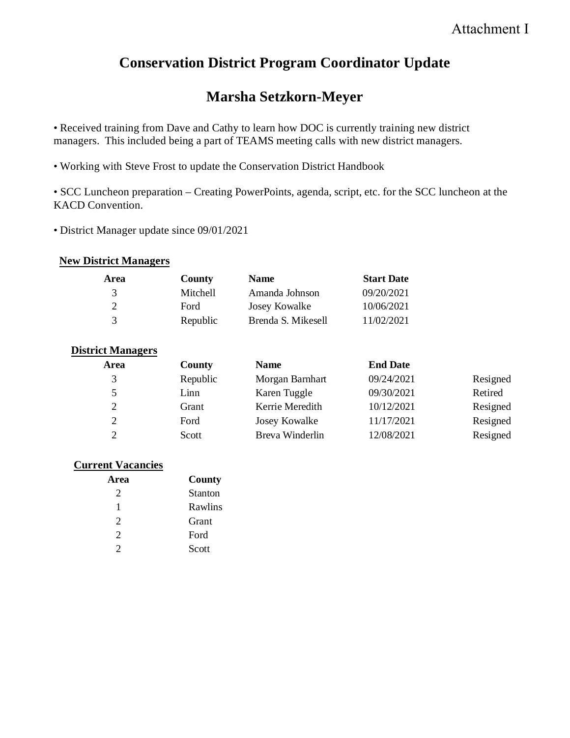Attachment I

# Conservation District Program Coordinator Update

## Marsha Setzkorn-Meyer

- Received training from Dave and Cathy to learn how DOC is currently training new district managers. This included being a part of TEAMS meeting calls with new district managers.

- Working with Steve Frost to update the Conservation District Handbook

- SCC Luncheon preparation – Creating PowerPoints, agenda, script, etc. for the SCC luncheon at the KACD Convention.

- District Manager update since 09/01/2021

**New District Managers**

| Area | County | Name | Start Date |
|---|---|---|---|
| 3 | Mitchell | Amanda Johnson | 09/20/2021 |
| 2 | Ford | Josey Kowalke | 10/06/2021 |
| 3 | Republic | Brenda S. Mikesell | 11/02/2021 |

**District Managers**

| Area | County | Name | End Date | |
|---|---|---|---|---|
| 3 | Republic | Morgan Barnhart | 09/24/2021 | Resigned |
| 5 | Linn | Karen Tuggle | 09/30/2021 | Retired |
| 2 | Grant | Kerrie Meredith | 10/12/2021 | Resigned |
| 2 | Ford | Josey Kowalke | 11/17/2021 | Resigned |
| 2 | Scott | Breva Winderlin | 12/08/2021 | Resigned |

**Current Vacancies**

| Area | County |
|---|---|
| 2 | Stanton |
| 1 | Rawlins |
| 2 | Grant |
| 2 | Ford |
| 2 | Scott |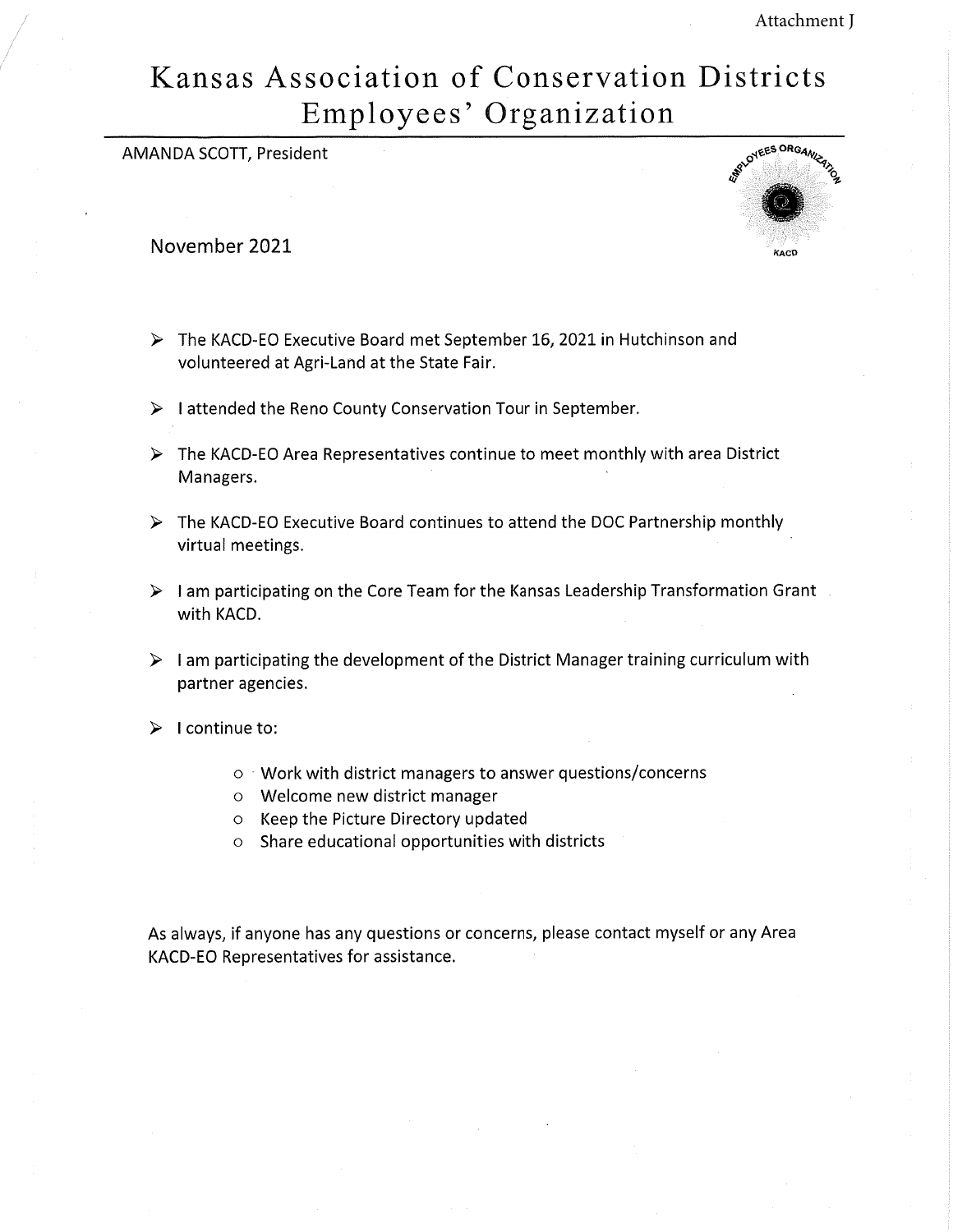Attachment J

# Kansas Association of Conservation Districts Employees' Organization

AMANDA SCOTT, President

November 2021

- The KACD-EO Executive Board met September 16, 2021 in Hutchinson and volunteered at Agri-Land at the State Fair.
- I attended the Reno County Conservation Tour in September.
- The KACD-EO Area Representatives continue to meet monthly with area District Managers.
- The KACD-EO Executive Board continues to attend the DOC Partnership monthly virtual meetings.
- I am participating on the Core Team for the Kansas Leadership Transformation Grant with KACD.
- I am participating the development of the District Manager training curriculum with partner agencies.
- I continue to:
    - Work with district managers to answer questions/concerns
    - Welcome new district manager
    - Keep the Picture Directory updated
    - Share educational opportunities with districts

As always, if anyone has any questions or concerns, please contact myself or any Area KACD-EO Representatives for assistance.